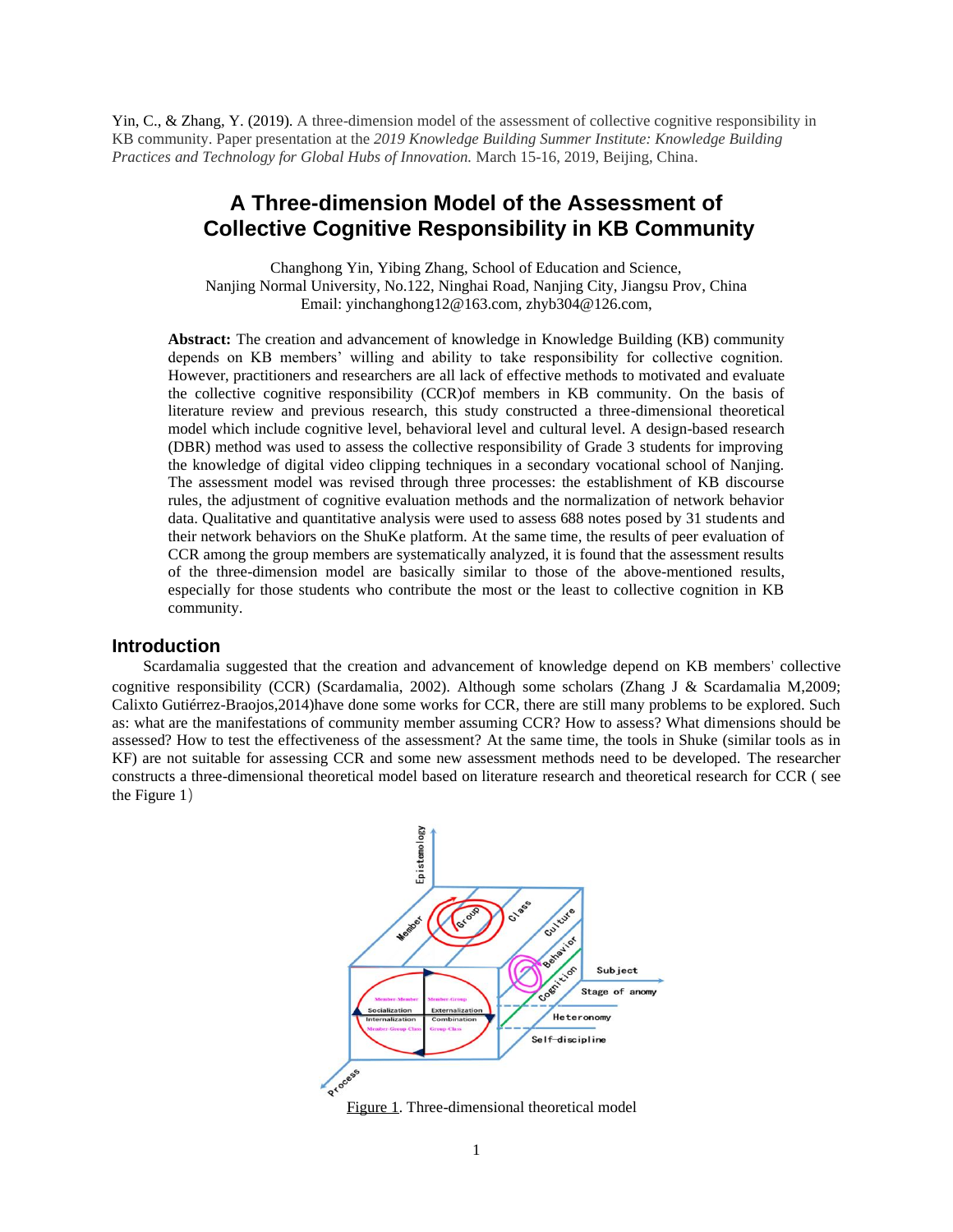Yin, C., & Zhang, Y. (2019). A three-dimension model of the assessment of collective cognitive responsibility in KB community. Paper presentation at the *2019 Knowledge Building Summer Institute: Knowledge Building Practices and Technology for Global Hubs of Innovation.* March 15-16, 2019, Beijing, China.

# A Three-dimension Model of the Assessment of Collective Cognitive Responsibility in KB Community

Changhong Yin, Yibing Zhang, School of Education and Science,
Nanjing Normal University, No.122, Ninghai Road, Nanjing City, Jiangsu Prov, China
Email: yinchanghong12@163.com, zhyb304@126.com,

**Abstract:** The creation and advancement of knowledge in Knowledge Building (KB) community depends on KB members' willing and ability to take responsibility for collective cognition. However, practitioners and researchers are all lack of effective methods to motivated and evaluate the collective cognitive responsibility (CCR)of members in KB community. On the basis of literature review and previous research, this study constructed a three-dimensional theoretical model which include cognitive level, behavioral level and cultural level. A design-based research (DBR) method was used to assess the collective responsibility of Grade 3 students for improving the knowledge of digital video clipping techniques in a secondary vocational school of Nanjing. The assessment model was revised through three processes: the establishment of KB discourse rules, the adjustment of cognitive evaluation methods and the normalization of network behavior data. Qualitative and quantitative analysis were used to assess 688 notes posed by 31 students and their network behaviors on the ShuKe platform. At the same time, the results of peer evaluation of CCR among the group members are systematically analyzed, it is found that the assessment results of the three-dimension model are basically similar to those of the above-mentioned results, especially for those students who contribute the most or the least to collective cognition in KB community.

## Introduction

Scardamalia suggested that the creation and advancement of knowledge depend on KB members' collective cognitive responsibility (CCR) (Scardamalia, 2002). Although some scholars (Zhang J & Scardamalia M,2009; Calixto Gutiérrez-Braojos,2014)have done some works for CCR, there are still many problems to be explored. Such as: what are the manifestations of community member assuming CCR? How to assess? What dimensions should be assessed? How to test the effectiveness of the assessment? At the same time, the tools in Shuke (similar tools as in KF) are not suitable for assessing CCR and some new assessment methods need to be developed. The researcher constructs a three-dimensional theoretical model based on literature research and theoretical research for CCR ( see the Figure 1)

Figure 1. Three-dimensional theoretical model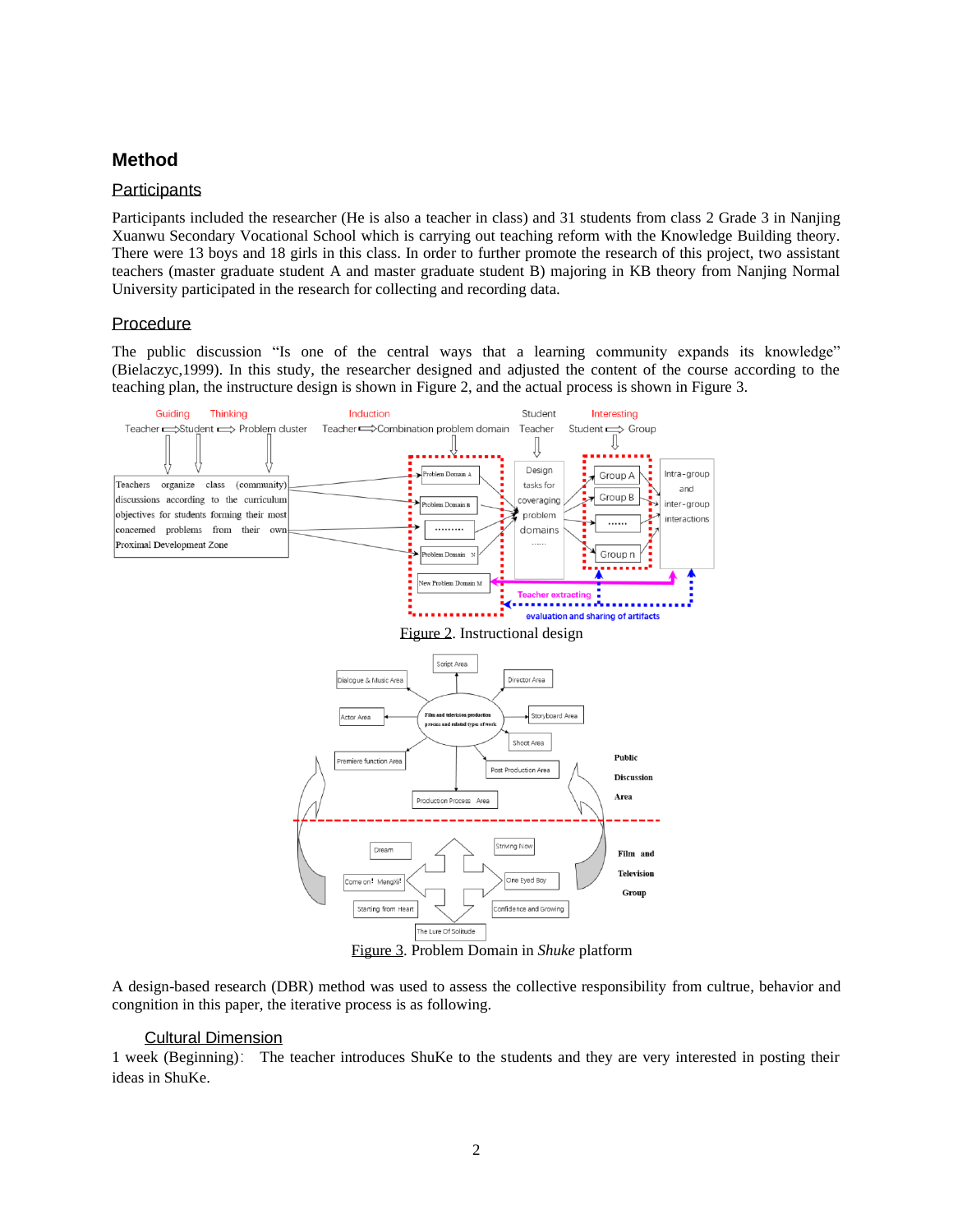## Method

### Participants

Participants included the researcher (He is also a teacher in class) and 31 students from class 2 Grade 3 in Nanjing Xuanwu Secondary Vocational School which is carrying out teaching reform with the Knowledge Building theory. There were 13 boys and 18 girls in this class. In order to further promote the research of this project, two assistant teachers (master graduate student A and master graduate student B) majoring in KB theory from Nanjing Normal University participated in the research for collecting and recording data.

### Procedure

The public discussion "Is one of the central ways that a learning community expands its knowledge" (Bielaczyc,1999). In this study, the researcher designed and adjusted the content of the course according to the teaching plan, the instructure design is shown in Figure 2, and the actual process is shown in Figure 3.

Figure 2. Instructional design

Figure 3. Problem Domain in *Shuke* platform

A design-based research (DBR) method was used to assess the collective responsibility from cultrue, behavior and congnition in this paper, the iterative process is as following.

#### Cultural Dimension

1 week (Beginning): The teacher introduces ShuKe to the students and they are very interested in posting their ideas in ShuKe.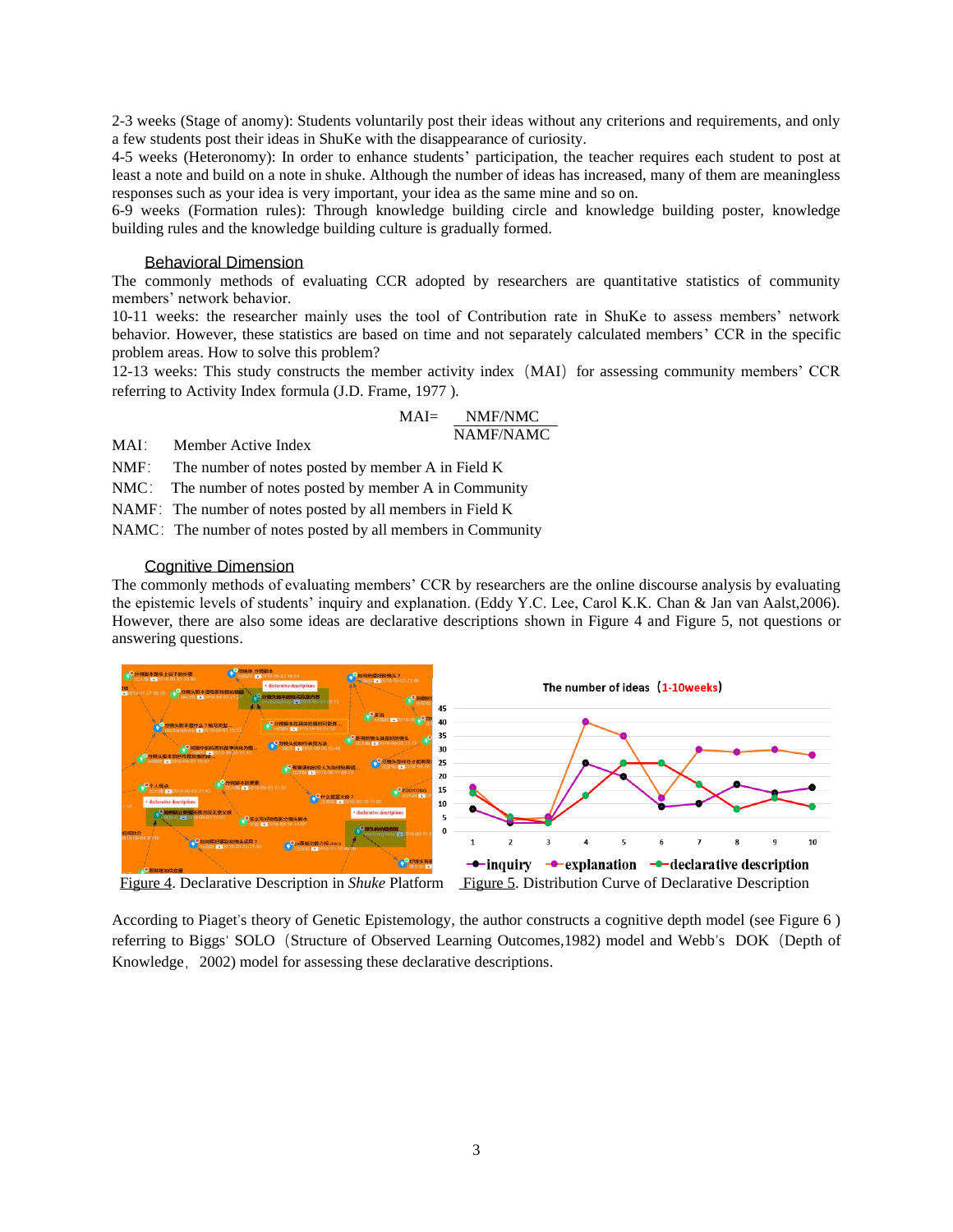2-3 weeks (Stage of anomy): Students voluntarily post their ideas without any criterions and requirements, and only a few students post their ideas in ShuKe with the disappearance of curiosity.
4-5 weeks (Heteronomy): In order to enhance students' participation, the teacher requires each student to post at least a note and build on a note in shuke. Although the number of ideas has increased, many of them are meaningless responses such as your idea is very important, your idea as the same mine and so on.
6-9 weeks (Formation rules): Through knowledge building circle and knowledge building poster, knowledge building rules and the knowledge building culture is gradually formed.

### Behavioral Dimension

The commonly methods of evaluating CCR adopted by researchers are quantitative statistics of community members' network behavior.
10-11 weeks: the researcher mainly uses the tool of Contribution rate in ShuKe to assess members' network behavior. However, these statistics are based on time and not separately calculated members' CCR in the specific problem areas. How to solve this problem?
12-13 weeks: This study constructs the member activity index（MAI）for assessing community members' CCR referring to Activity Index formula (J.D. Frame, 1977 ).

$$MAI= \frac{NMF/NMC}{NAMF/NAMC}$$

MAI: Member Active Index
NMF: The number of notes posted by member A in Field K
NMC: The number of notes posted by member A in Community
NAMF: The number of notes posted by all members in Field K
NAMC: The number of notes posted by all members in Community

### Cognitive Dimension

The commonly methods of evaluating members' CCR by researchers are the online discourse analysis by evaluating the epistemic levels of students' inquiry and explanation. (Eddy Y.C. Lee, Carol K.K. Chan & Jan van Aalst,2006). However, there are also some ideas are declarative descriptions shown in Figure 4 and Figure 5, not questions or answering questions.

Figure 4. Declarative Description in *Shuke* Platform Figure 5. Distribution Curve of Declarative Description

According to Piaget's theory of Genetic Epistemology, the author constructs a cognitive depth model (see Figure 6 ) referring to Biggs' SOLO（Structure of Observed Learning Outcomes,1982) model and Webb's DOK（Depth of Knowledge，2002) model for assessing these declarative descriptions.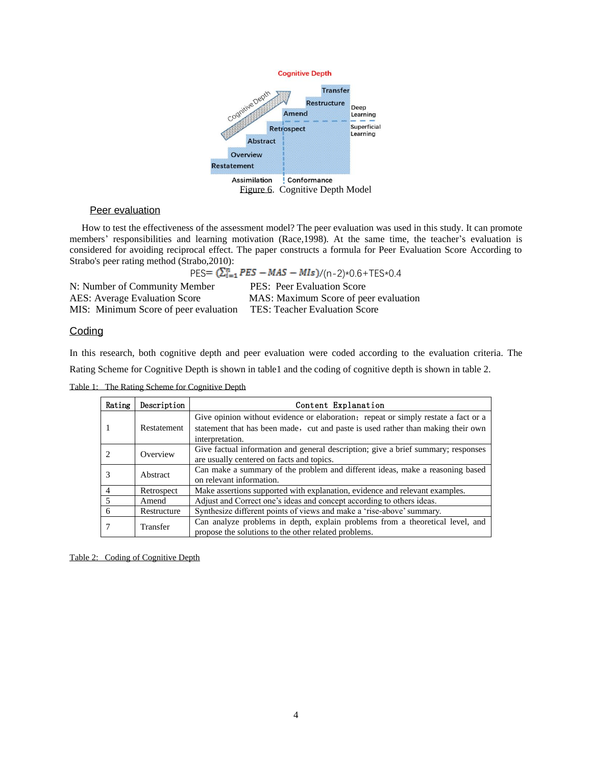Cognitive Depth

Figure 6. Cognitive Depth Model

### Peer evaluation

How to test the effectiveness of the assessment model? The peer evaluation was used in this study. It can promote members' responsibilities and learning motivation (Race,1998). At the same time, the teacher's evaluation is considered for avoiding reciprocal effect. The paper constructs a formula for Peer Evaluation Score According to Strabo's peer rating method (Strabo,2010):

$$PES = (\sum_{i=1}^{n} PES - MAS - MIs)/(n-2)*0.6+TES*0.4$$

N: Number of Community Member
PES: Peer Evaluation Score
AES: Average Evaluation Score
MAS: Maximum Score of peer evaluation
MIS: Minimum Score of peer evaluation
TES: Teacher Evaluation Score

### Coding

In this research, both cognitive depth and peer evaluation were coded according to the evaluation criteria. The Rating Scheme for Cognitive Depth is shown in table1 and the coding of cognitive depth is shown in table 2.

Table 1: The Rating Scheme for Cognitive Depth

| Rating | Description | Content Explanation |
|---|---|---|
| 1 | Restatement | Give opinion without evidence or elaboration; repeat or simply restate a fact or a statement that has been made, cut and paste is used rather than making their own interpretation. |
| 2 | Overview | Give factual information and general description; give a brief summary; responses are usually centered on facts and topics. |
| 3 | Abstract | Can make a summary of the problem and different ideas, make a reasoning based on relevant information. |
| 4 | Retrospect | Make assertions supported with explanation, evidence and relevant examples. |
| 5 | Amend | Adjust and Correct one's ideas and concept according to others ideas. |
| 6 | Restructure | Synthesize different points of views and make a 'rise-above' summary. |
| 7 | Transfer | Can analyze problems in depth, explain problems from a theoretical level, and propose the solutions to the other related problems. |

Table 2: Coding of Cognitive Depth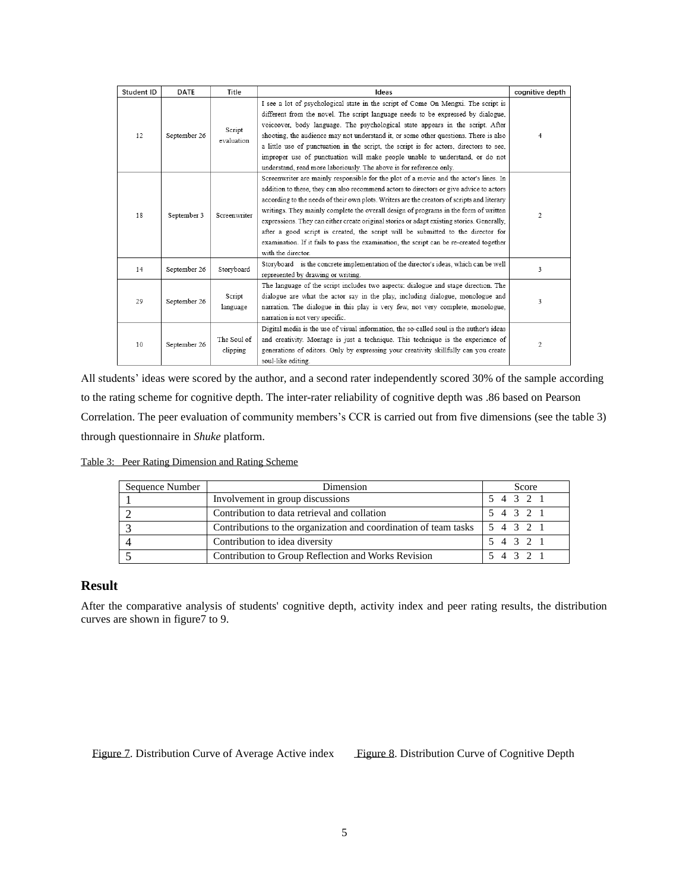| Student ID | DATE | Title | Ideas | cognitive depth |
|---|---|---|---|---|
| 12 | September 26 | Script evaluation | I see a lot of psychological state in the script of Come On Mengxi. The script is different from the novel. The script language needs to be expressed by dialogue, voiceover, body language. The psychological state appears in the script. After shooting, the audience may not understand it, or some other questions. There is also a little use of punctuation in the script, the script is for actors, directors to see, improper use of punctuation will make people unable to understand, or do not understand, read more laboriously. The above is for reference only. | 4 |
| 18 | September 3 | Screenwriter | Screenwriter are mainly responsible for the plot of a movie and the actor's lines. In addition to these, they can also recommend actors to directors or give advice to actors according to the needs of their own plots. Writers are the creators of scripts and literary writings. They mainly complete the overall design of programs in the form of written expressions. They can either create original stories or adapt existing stories. Generally, after a good script is created, the script will be submitted to the director for examination. If it fails to pass the examination, the script can be re-created together with the director. | 2 |
| 14 | September 26 | Storyboard | Storyboard is the concrete implementation of the director's ideas, which can be well represented by drawing or writing. | 3 |
| 29 | September 26 | Script language | The language of the script includes two aspects: dialogue and stage direction. The dialogue are what the actor say in the play, including dialogue, monologue and narration. The dialogue in this play is very few, not very complete, monologue, narration is not very specific. | 3 |
| 10 | September 26 | The Soul of clipping | Digital media is the use of visual information, the so-called soul is the author's ideas and creativity. Montage is just a technique. This technique is the experience of generations of editors. Only by expressing your creativity skillfully can you create soul-like editing. | 2 |

All students' ideas were scored by the author, and a second rater independently scored 30% of the sample according to the rating scheme for cognitive depth. The inter-rater reliability of cognitive depth was .86 based on Pearson Correlation. The peer evaluation of community members's CCR is carried out from five dimensions (see the table 3) through questionnaire in *Shuke* platform.

Table 3: Peer Rating Dimension and Rating Scheme

| Sequence Number | Dimension | Score |
|---|---|---|
| 1 | Involvement in group discussions | 5 4 3 2 1 |
| 2 | Contribution to data retrieval and collation | 5 4 3 2 1 |
| 3 | Contributions to the organization and coordination of team tasks | 5 4 3 2 1 |
| 4 | Contribution to idea diversity | 5 4 3 2 1 |
| 5 | Contribution to Group Reflection and Works Revision | 5 4 3 2 1 |

## Result

After the comparative analysis of students' cognitive depth, activity index and peer rating results, the distribution curves are shown in figure7 to 9.

Figure 7. Distribution Curve of Average Active index

Figure 8. Distribution Curve of Cognitive Depth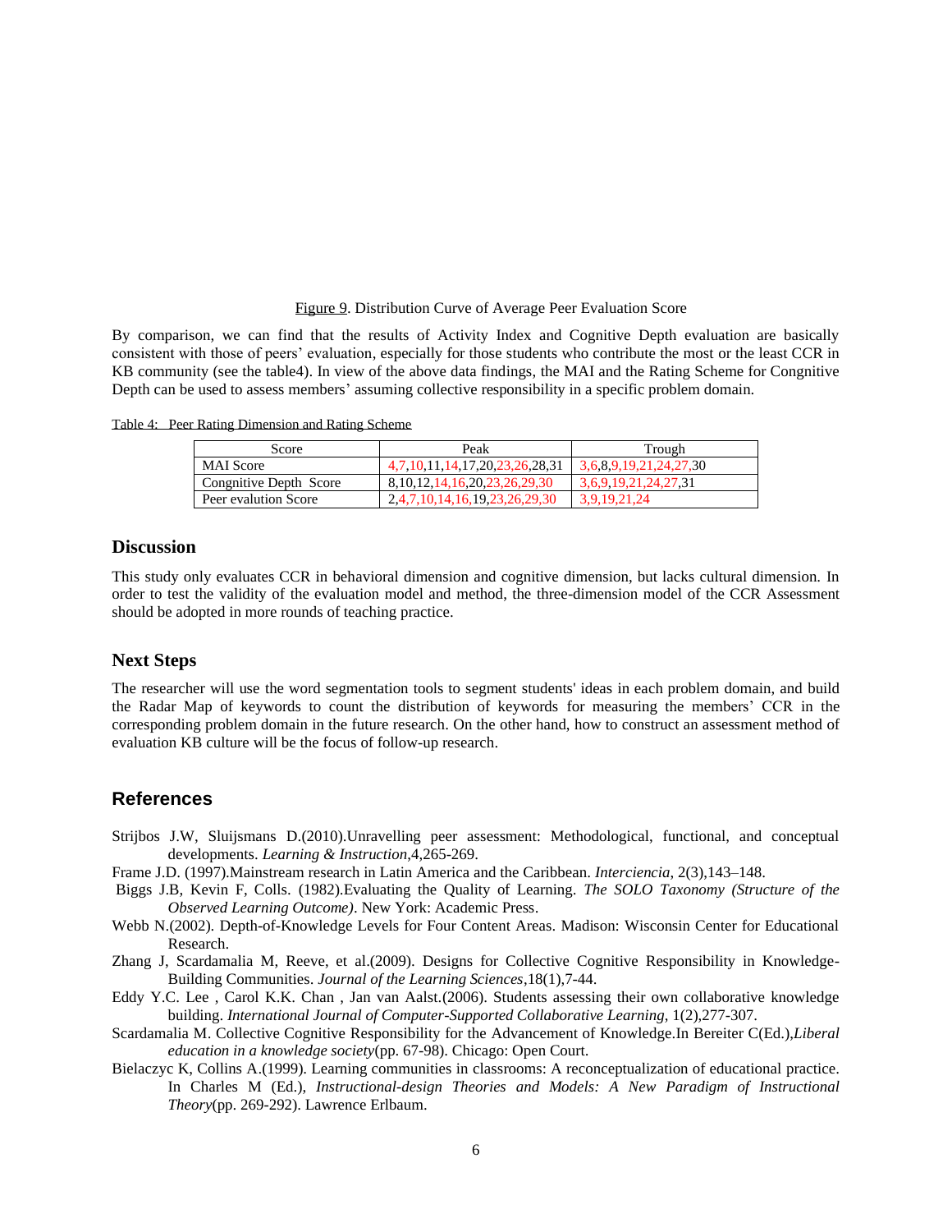Figure 9. Distribution Curve of Average Peer Evaluation Score

By comparison, we can find that the results of Activity Index and Cognitive Depth evaluation are basically consistent with those of peers' evaluation, especially for those students who contribute the most or the least CCR in KB community (see the table4). In view of the above data findings, the MAI and the Rating Scheme for Congnitive Depth can be used to assess members' assuming collective responsibility in a specific problem domain.

Table 4: Peer Rating Dimension and Rating Scheme

| Score | Peak | Trough |
|---|---|---|
| MAI Score | 4,7,10,11,14,17,20,23,26,28,31 | 3,6,8,9,19,21,24,27,30 |
| Congnitive Depth Score | 8,10,12,14,16,20,23,26,29,30 | 3,6,9,19,21,24,27,31 |
| Peer evalution Score | 2,4,7,10,14,16,19,23,26,29,30 | 3,9,19,21,24 |

## Discussion

This study only evaluates CCR in behavioral dimension and cognitive dimension, but lacks cultural dimension. In order to test the validity of the evaluation model and method, the three-dimension model of the CCR Assessment should be adopted in more rounds of teaching practice.

## Next Steps

The researcher will use the word segmentation tools to segment students' ideas in each problem domain, and build the Radar Map of keywords to count the distribution of keywords for measuring the members' CCR in the corresponding problem domain in the future research. On the other hand, how to construct an assessment method of evaluation KB culture will be the focus of follow-up research.

## References

Strijbos J.W, Sluijsmans D.(2010).Unravelling peer assessment: Methodological, functional, and conceptual developments. *Learning & Instruction*,4,265-269.

Frame J.D. (1997).Mainstream research in Latin America and the Caribbean. *Interciencia*, 2(3),143–148.

Biggs J.B, Kevin F, Colls. (1982).Evaluating the Quality of Learning. *The SOLO Taxonomy (Structure of the Observed Learning Outcome)*. New York: Academic Press.

Webb N.(2002). Depth-of-Knowledge Levels for Four Content Areas. Madison: Wisconsin Center for Educational Research.

Zhang J, Scardamalia M, Reeve, et al.(2009). Designs for Collective Cognitive Responsibility in Knowledge-Building Communities. *Journal of the Learning Sciences*,18(1),7-44.

Eddy Y.C. Lee , Carol K.K. Chan , Jan van Aalst.(2006). Students assessing their own collaborative knowledge building. *International Journal of Computer-Supported Collaborative Learning*, 1(2),277-307.

Scardamalia M. Collective Cognitive Responsibility for the Advancement of Knowledge.In Bereiter C(Ed.),*Liberal education in a knowledge society*(pp. 67-98). Chicago: Open Court.

Bielaczyc K, Collins A.(1999). Learning communities in classrooms: A reconceptualization of educational practice. In Charles M (Ed.), *Instructional-design Theories and Models: A New Paradigm of Instructional Theory*(pp. 269-292). Lawrence Erlbaum.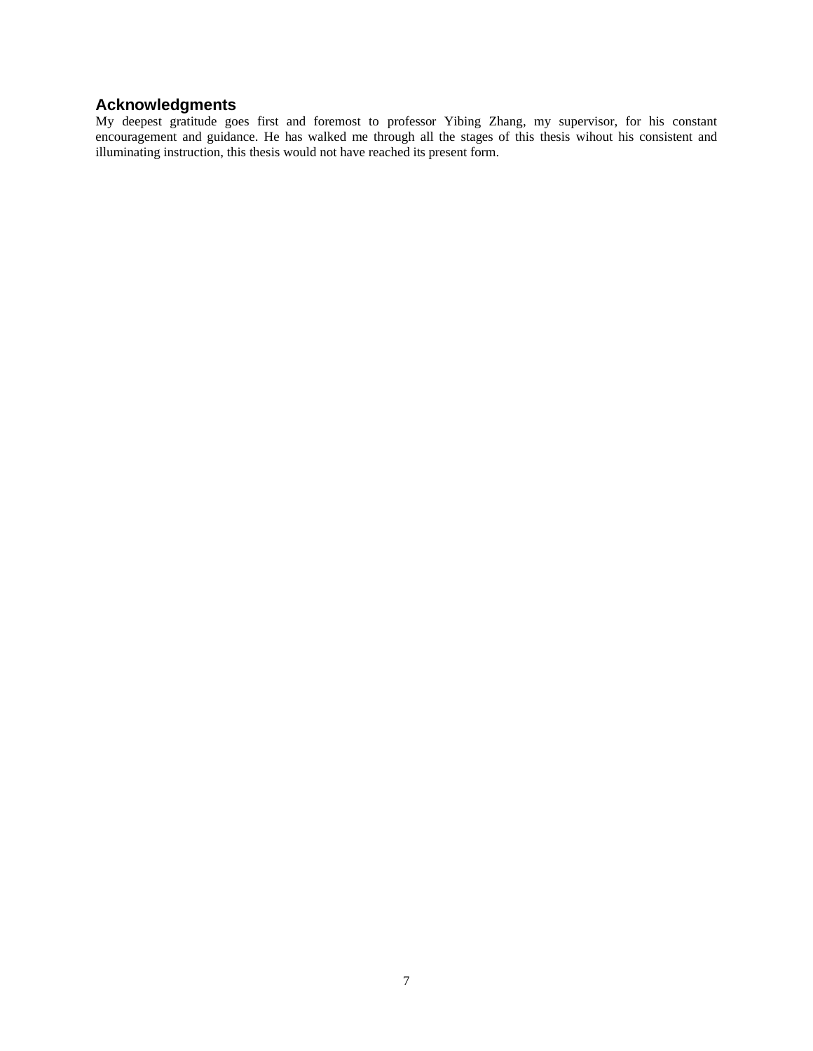## Acknowledgments

My deepest gratitude goes first and foremost to professor Yibing Zhang, my supervisor, for his constant encouragement and guidance. He has walked me through all the stages of this thesis wihout his consistent and illuminating instruction, this thesis would not have reached its present form.